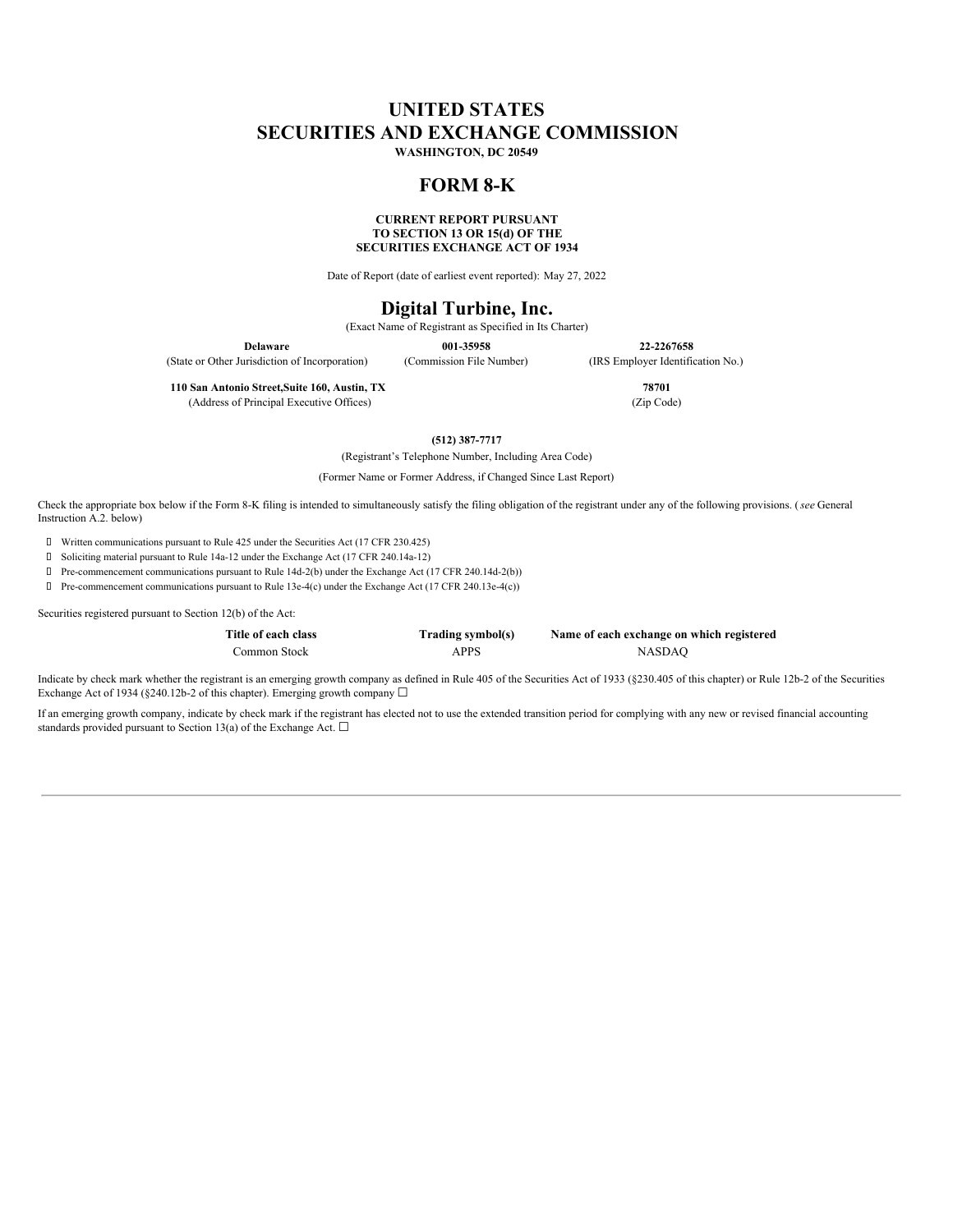# UNITED STATES
# SECURITIES AND EXCHANGE COMMISSION

**WASHINGTON, DC 20549**

## FORM 8-K

**CURRENT REPORT PURSUANT TO SECTION 13 OR 15(d) OF THE SECURITIES EXCHANGE ACT OF 1934**

Date of Report (date of earliest event reported): May 27, 2022

## Digital Turbine, Inc.

(Exact Name of Registrant as Specified in Its Charter)

| **Delaware** | **001-35958** | **22-2267658** |
|---|---|---|
| (State or Other Jurisdiction of Incorporation) | (Commission File Number) | (IRS Employer Identification No.) |

| **110 San Antonio Street,Suite 160, Austin, TX** | **78701** |
|---|---|
| (Address of Principal Executive Offices) | (Zip Code) |

**(512) 387-7717**

(Registrant's Telephone Number, Including Area Code)

(Former Name or Former Address, if Changed Since Last Report)

Check the appropriate box below if the Form 8-K filing is intended to simultaneously satisfy the filing obligation of the registrant under any of the following provisions. (*see* General Instruction A.2. below)

☐ Written communications pursuant to Rule 425 under the Securities Act (17 CFR 230.425)

☐ Soliciting material pursuant to Rule 14a-12 under the Exchange Act (17 CFR 240.14a-12)

☐ Pre-commencement communications pursuant to Rule 14d-2(b) under the Exchange Act (17 CFR 240.14d-2(b))

☐ Pre-commencement communications pursuant to Rule 13e-4(c) under the Exchange Act (17 CFR 240.13e-4(c))

Securities registered pursuant to Section 12(b) of the Act:

| Title of each class | Trading symbol(s) | Name of each exchange on which registered |
|---|---|---|
| Common Stock | APPS | NASDAQ |

Indicate by check mark whether the registrant is an emerging growth company as defined in Rule 405 of the Securities Act of 1933 (§230.405 of this chapter) or Rule 12b-2 of the Securities Exchange Act of 1934 (§240.12b-2 of this chapter). Emerging growth company ☐

If an emerging growth company, indicate by check mark if the registrant has elected not to use the extended transition period for complying with any new or revised financial accounting standards provided pursuant to Section 13(a) of the Exchange Act. ☐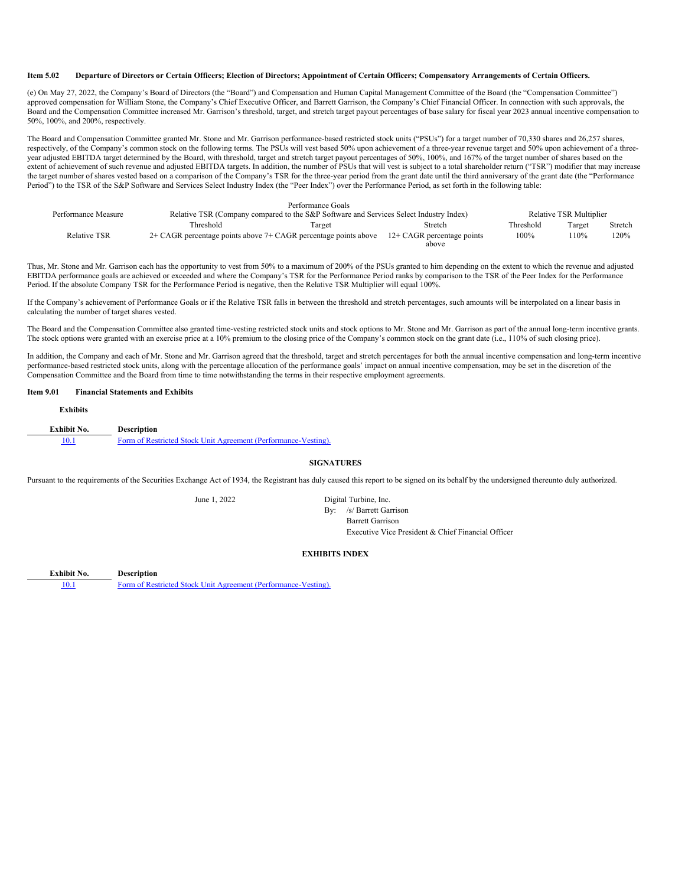**Item 5.02 Departure of Directors or Certain Officers; Election of Directors; Appointment of Certain Officers; Compensatory Arrangements of Certain Officers.**

(e) On May 27, 2022, the Company's Board of Directors (the "Board") and Compensation and Human Capital Management Committee of the Board (the "Compensation Committee") approved compensation for William Stone, the Company's Chief Executive Officer, and Barrett Garrison, the Company's Chief Financial Officer. In connection with such approvals, the Board and the Compensation Committee increased Mr. Garrison's threshold, target, and stretch target payout percentages of base salary for fiscal year 2023 annual incentive compensation to 50%, 100%, and 200%, respectively.

The Board and Compensation Committee granted Mr. Stone and Mr. Garrison performance-based restricted stock units ("PSUs") for a target number of 70,330 shares and 26,257 shares, respectively, of the Company's common stock on the following terms. The PSUs will vest based 50% upon achievement of a three-year revenue target and 50% upon achievement of a three-year adjusted EBITDA target determined by the Board, with threshold, target and stretch target payout percentages of 50%, 100%, and 167% of the target number of shares based on the extent of achievement of such revenue and adjusted EBITDA targets. In addition, the number of PSUs that will vest is subject to a total shareholder return ("TSR") modifier that may increase the target number of shares vested based on a comparison of the Company's TSR for the three-year period from the grant date until the third anniversary of the grant date (the "Performance Period") to the TSR of the S&P Software and Services Select Industry Index (the "Peer Index") over the Performance Period, as set forth in the following table:

| Performance Measure | Performance Goals<br>Relative TSR (Company compared to the S&P Software and Services Select Industry Index) | | | Relative TSR Multiplier | | |
|---|---|---|---|---|---|---|
| | Threshold | Target | Stretch | Threshold | Target | Stretch |
| Relative TSR | 2+ CAGR percentage points above | 7+ CAGR percentage points above | 12+ CAGR percentage points above | 100% | 110% | 120% |

Thus, Mr. Stone and Mr. Garrison each has the opportunity to vest from 50% to a maximum of 200% of the PSUs granted to him depending on the extent to which the revenue and adjusted EBITDA performance goals are achieved or exceeded and where the Company's TSR for the Performance Period ranks by comparison to the TSR of the Peer Index for the Performance Period. If the absolute Company TSR for the Performance Period is negative, then the Relative TSR Multiplier will equal 100%.

If the Company's achievement of Performance Goals or if the Relative TSR falls in between the threshold and stretch percentages, such amounts will be interpolated on a linear basis in calculating the number of target shares vested.

The Board and the Compensation Committee also granted time-vesting restricted stock units and stock options to Mr. Stone and Mr. Garrison as part of the annual long-term incentive grants. The stock options were granted with an exercise price at a 10% premium to the closing price of the Company's common stock on the grant date (i.e., 110% of such closing price).

In addition, the Company and each of Mr. Stone and Mr. Garrison agreed that the threshold, target and stretch percentages for both the annual incentive compensation and long-term incentive performance-based restricted stock units, along with the percentage allocation of the performance goals' impact on annual incentive compensation, may be set in the discretion of the Compensation Committee and the Board from time to time notwithstanding the terms in their respective employment agreements.

**Item 9.01 Financial Statements and Exhibits**

**Exhibits**

| Exhibit No. | Description |
|---|---|
| 10.1 | Form of Restricted Stock Unit Agreement (Performance-Vesting). |

**SIGNATURES**

Pursuant to the requirements of the Securities Exchange Act of 1934, the Registrant has duly caused this report to be signed on its behalf by the undersigned thereunto duly authorized.

June 1, 2022

Digital Turbine, Inc.

By: /s/ Barrett Garrison
Barrett Garrison
Executive Vice President & Chief Financial Officer

**EXHIBITS INDEX**

| Exhibit No. | Description |
|---|---|
| 10.1 | Form of Restricted Stock Unit Agreement (Performance-Vesting). |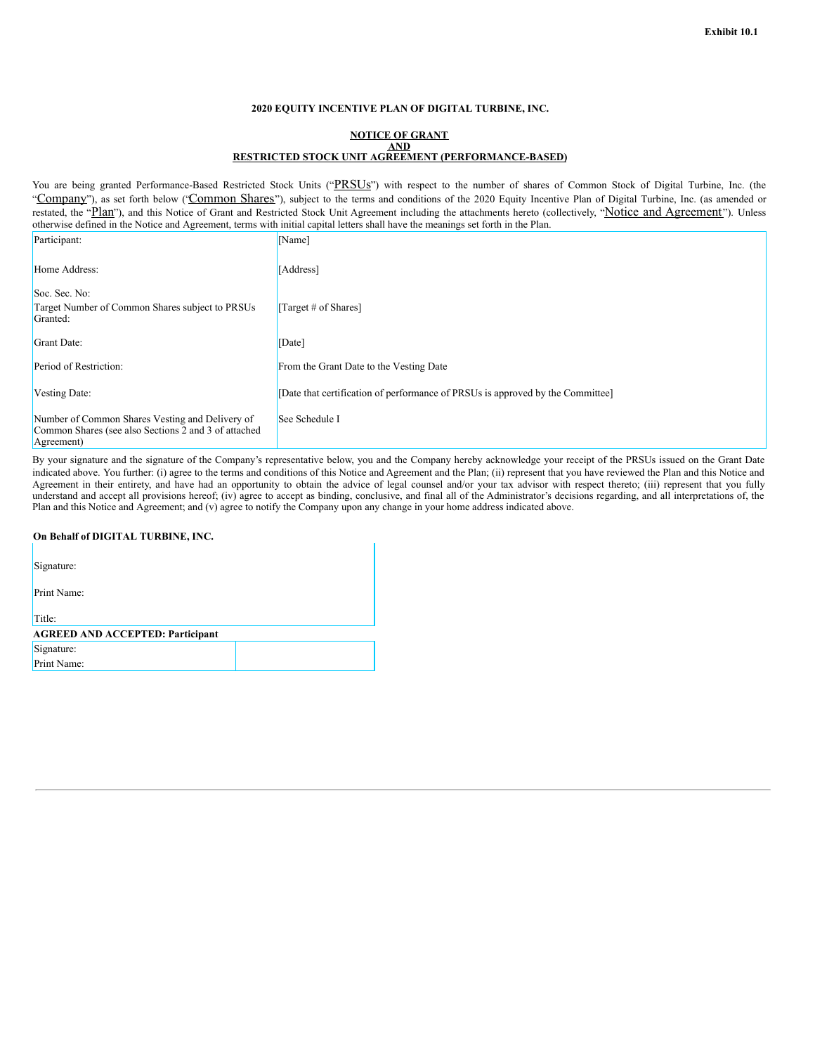Exhibit 10.1

**2020 EQUITY INCENTIVE PLAN OF DIGITAL TURBINE, INC.**

**NOTICE OF GRANT**
**AND**
**RESTRICTED STOCK UNIT AGREEMENT (PERFORMANCE-BASED)**

You are being granted Performance-Based Restricted Stock Units ("PRSUs") with respect to the number of shares of Common Stock of Digital Turbine, Inc. (the "Company"), as set forth below ("Common Shares"), subject to the terms and conditions of the 2020 Equity Incentive Plan of Digital Turbine, Inc. (as amended or restated, the "Plan"), and this Notice of Grant and Restricted Stock Unit Agreement including the attachments hereto (collectively, "Notice and Agreement"). Unless otherwise defined in the Notice and Agreement, terms with initial capital letters shall have the meanings set forth in the Plan.

| | |
|---|---|
| Participant: | [Name] |
| Home Address: | [Address] |
| Soc. Sec. No: | |
| Target Number of Common Shares subject to PRSUs Granted: | [Target # of Shares] |
| Grant Date: | [Date] |
| Period of Restriction: | From the Grant Date to the Vesting Date |
| Vesting Date: | [Date that certification of performance of PRSUs is approved by the Committee] |
| Number of Common Shares Vesting and Delivery of Common Shares (see also Sections 2 and 3 of attached Agreement) | See Schedule I |

By your signature and the signature of the Company's representative below, you and the Company hereby acknowledge your receipt of the PRSUs issued on the Grant Date indicated above. You further: (i) agree to the terms and conditions of this Notice and Agreement and the Plan; (ii) represent that you have reviewed the Plan and this Notice and Agreement in their entirety, and have had an opportunity to obtain the advice of legal counsel and/or your tax advisor with respect thereto; (iii) represent that you fully understand and accept all provisions hereof; (iv) agree to accept as binding, conclusive, and final all of the Administrator's decisions regarding, and all interpretations of, the Plan and this Notice and Agreement; and (v) agree to notify the Company upon any change in your home address indicated above.

**On Behalf of DIGITAL TURBINE, INC.**

Signature:

Print Name:

Title:

**AGREED AND ACCEPTED: Participant**

| | |
|---|---|
| Signature: | |
| Print Name: | |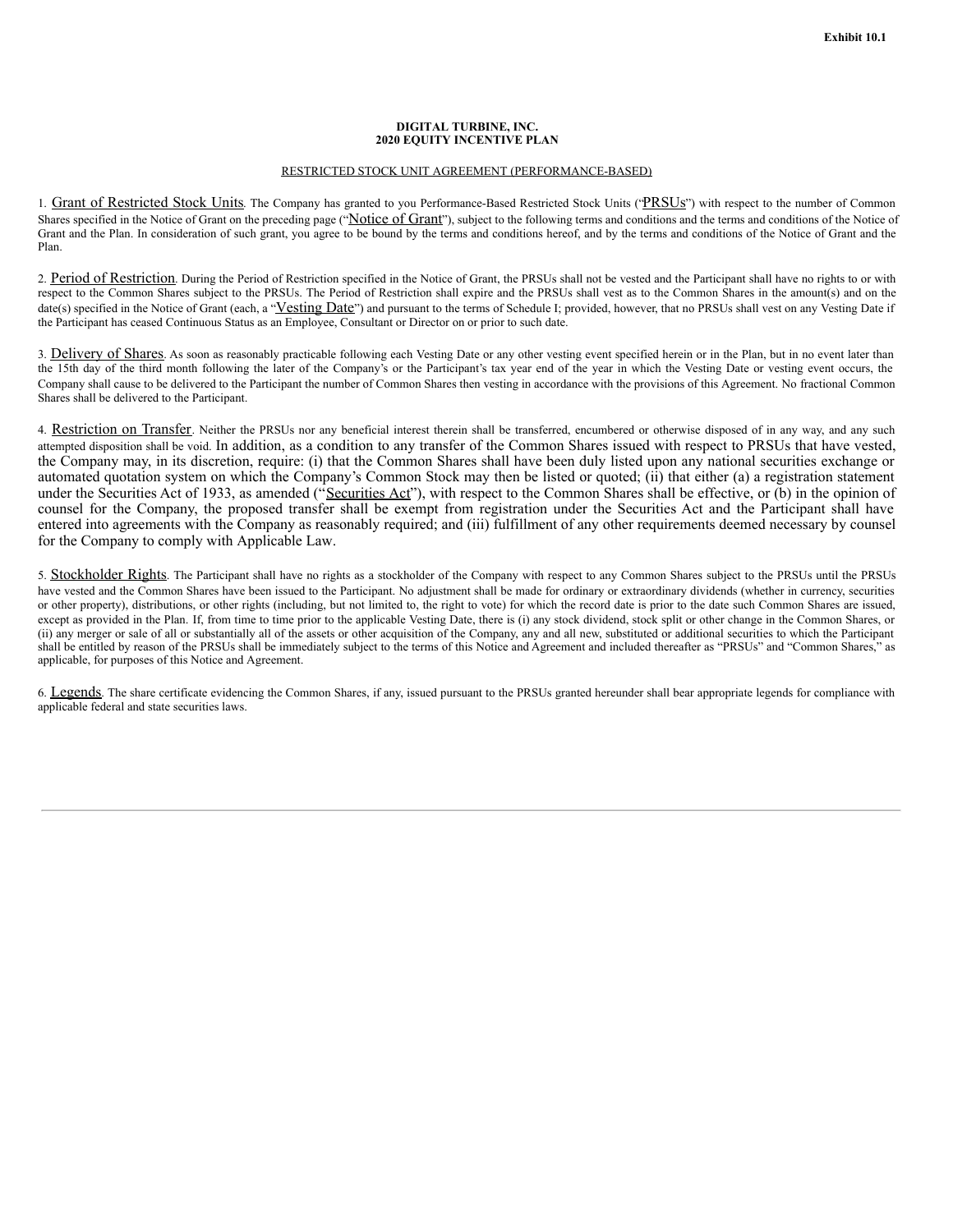Exhibit 10.1

**DIGITAL TURBINE, INC.**
**2020 EQUITY INCENTIVE PLAN**

RESTRICTED STOCK UNIT AGREEMENT (PERFORMANCE-BASED)

1. Grant of Restricted Stock Units. The Company has granted to you Performance-Based Restricted Stock Units ("PRSUs") with respect to the number of Common Shares specified in the Notice of Grant on the preceding page ("Notice of Grant"), subject to the following terms and conditions and the terms and conditions of the Notice of Grant and the Plan. In consideration of such grant, you agree to be bound by the terms and conditions hereof, and by the terms and conditions of the Notice of Grant and the Plan.

2. Period of Restriction. During the Period of Restriction specified in the Notice of Grant, the PRSUs shall not be vested and the Participant shall have no rights to or with respect to the Common Shares subject to the PRSUs. The Period of Restriction shall expire and the PRSUs shall vest as to the Common Shares in the amount(s) and on the date(s) specified in the Notice of Grant (each, a "Vesting Date") and pursuant to the terms of Schedule I; provided, however, that no PRSUs shall vest on any Vesting Date if the Participant has ceased Continuous Status as an Employee, Consultant or Director on or prior to such date.

3. Delivery of Shares. As soon as reasonably practicable following each Vesting Date or any other vesting event specified herein or in the Plan, but in no event later than the 15th day of the third month following the later of the Company's or the Participant's tax year end of the year in which the Vesting Date or vesting event occurs, the Company shall cause to be delivered to the Participant the number of Common Shares then vesting in accordance with the provisions of this Agreement. No fractional Common Shares shall be delivered to the Participant.

4. Restriction on Transfer. Neither the PRSUs nor any beneficial interest therein shall be transferred, encumbered or otherwise disposed of in any way, and any such attempted disposition shall be void. In addition, as a condition to any transfer of the Common Shares issued with respect to PRSUs that have vested, the Company may, in its discretion, require: (i) that the Common Shares shall have been duly listed upon any national securities exchange or automated quotation system on which the Company's Common Stock may then be listed or quoted; (ii) that either (a) a registration statement under the Securities Act of 1933, as amended ("Securities Act"), with respect to the Common Shares shall be effective, or (b) in the opinion of counsel for the Company, the proposed transfer shall be exempt from registration under the Securities Act and the Participant shall have entered into agreements with the Company as reasonably required; and (iii) fulfillment of any other requirements deemed necessary by counsel for the Company to comply with Applicable Law.

5. Stockholder Rights. The Participant shall have no rights as a stockholder of the Company with respect to any Common Shares subject to the PRSUs until the PRSUs have vested and the Common Shares have been issued to the Participant. No adjustment shall be made for ordinary or extraordinary dividends (whether in currency, securities or other property), distributions, or other rights (including, but not limited to, the right to vote) for which the record date is prior to the date such Common Shares are issued, except as provided in the Plan. If, from time to time prior to the applicable Vesting Date, there is (i) any stock dividend, stock split or other change in the Common Shares, or (ii) any merger or sale of all or substantially all of the assets or other acquisition of the Company, any and all new, substituted or additional securities to which the Participant shall be entitled by reason of the PRSUs shall be immediately subject to the terms of this Notice and Agreement and included thereafter as "PRSUs" and "Common Shares," as applicable, for purposes of this Notice and Agreement.

6. Legends. The share certificate evidencing the Common Shares, if any, issued pursuant to the PRSUs granted hereunder shall bear appropriate legends for compliance with applicable federal and state securities laws.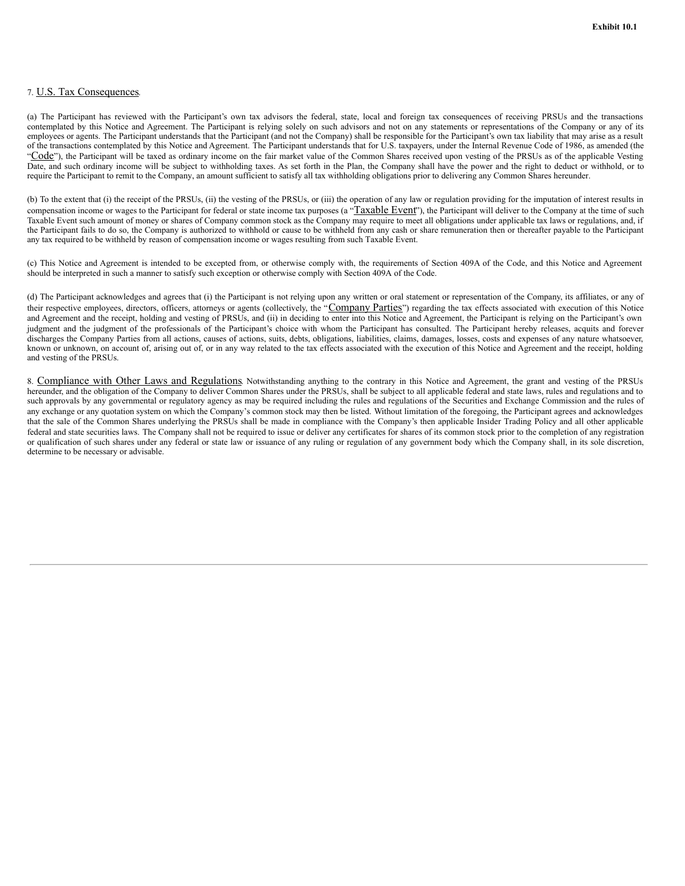7. U.S. Tax Consequences.

(a) The Participant has reviewed with the Participant's own tax advisors the federal, state, local and foreign tax consequences of receiving PRSUs and the transactions contemplated by this Notice and Agreement. The Participant is relying solely on such advisors and not on any statements or representations of the Company or any of its employees or agents. The Participant understands that the Participant (and not the Company) shall be responsible for the Participant's own tax liability that may arise as a result of the transactions contemplated by this Notice and Agreement. The Participant understands that for U.S. taxpayers, under the Internal Revenue Code of 1986, as amended (the "Code"), the Participant will be taxed as ordinary income on the fair market value of the Common Shares received upon vesting of the PRSUs as of the applicable Vesting Date, and such ordinary income will be subject to withholding taxes. As set forth in the Plan, the Company shall have the power and the right to deduct or withhold, or to require the Participant to remit to the Company, an amount sufficient to satisfy all tax withholding obligations prior to delivering any Common Shares hereunder.

(b) To the extent that (i) the receipt of the PRSUs, (ii) the vesting of the PRSUs, or (iii) the operation of any law or regulation providing for the imputation of interest results in compensation income or wages to the Participant for federal or state income tax purposes (a "Taxable Event"), the Participant will deliver to the Company at the time of such Taxable Event such amount of money or shares of Company common stock as the Company may require to meet all obligations under applicable tax laws or regulations, and, if the Participant fails to do so, the Company is authorized to withhold or cause to be withheld from any cash or share remuneration then or thereafter payable to the Participant any tax required to be withheld by reason of compensation income or wages resulting from such Taxable Event.

(c) This Notice and Agreement is intended to be excepted from, or otherwise comply with, the requirements of Section 409A of the Code, and this Notice and Agreement should be interpreted in such a manner to satisfy such exception or otherwise comply with Section 409A of the Code.

(d) The Participant acknowledges and agrees that (i) the Participant is not relying upon any written or oral statement or representation of the Company, its affiliates, or any of their respective employees, directors, officers, attorneys or agents (collectively, the "Company Parties") regarding the tax effects associated with execution of this Notice and Agreement and the receipt, holding and vesting of PRSUs, and (ii) in deciding to enter into this Notice and Agreement, the Participant is relying on the Participant's own judgment and the judgment of the professionals of the Participant's choice with whom the Participant has consulted. The Participant hereby releases, acquits and forever discharges the Company Parties from all actions, causes of actions, suits, debts, obligations, liabilities, claims, damages, losses, costs and expenses of any nature whatsoever, known or unknown, on account of, arising out of, or in any way related to the tax effects associated with the execution of this Notice and Agreement and the receipt, holding and vesting of the PRSUs.

8. Compliance with Other Laws and Regulations. Notwithstanding anything to the contrary in this Notice and Agreement, the grant and vesting of the PRSUs hereunder, and the obligation of the Company to deliver Common Shares under the PRSUs, shall be subject to all applicable federal and state laws, rules and regulations and to such approvals by any governmental or regulatory agency as may be required including the rules and regulations of the Securities and Exchange Commission and the rules of any exchange or any quotation system on which the Company's common stock may then be listed. Without limitation of the foregoing, the Participant agrees and acknowledges that the sale of the Common Shares underlying the PRSUs shall be made in compliance with the Company's then applicable Insider Trading Policy and all other applicable federal and state securities laws. The Company shall not be required to issue or deliver any certificates for shares of its common stock prior to the completion of any registration or qualification of such shares under any federal or state law or issuance of any ruling or regulation of any government body which the Company shall, in its sole discretion, determine to be necessary or advisable.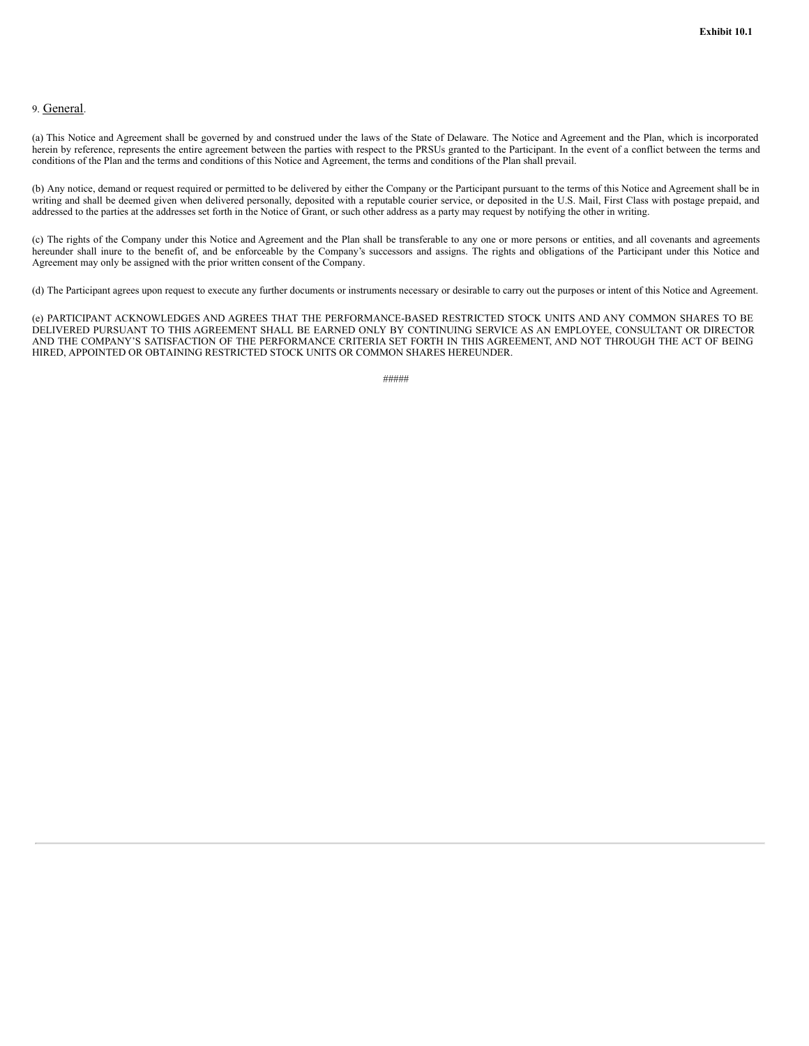9. General.

(a) This Notice and Agreement shall be governed by and construed under the laws of the State of Delaware. The Notice and Agreement and the Plan, which is incorporated herein by reference, represents the entire agreement between the parties with respect to the PRSUs granted to the Participant. In the event of a conflict between the terms and conditions of the Plan and the terms and conditions of this Notice and Agreement, the terms and conditions of the Plan shall prevail.

(b) Any notice, demand or request required or permitted to be delivered by either the Company or the Participant pursuant to the terms of this Notice and Agreement shall be in writing and shall be deemed given when delivered personally, deposited with a reputable courier service, or deposited in the U.S. Mail, First Class with postage prepaid, and addressed to the parties at the addresses set forth in the Notice of Grant, or such other address as a party may request by notifying the other in writing.

(c) The rights of the Company under this Notice and Agreement and the Plan shall be transferable to any one or more persons or entities, and all covenants and agreements hereunder shall inure to the benefit of, and be enforceable by the Company's successors and assigns. The rights and obligations of the Participant under this Notice and Agreement may only be assigned with the prior written consent of the Company.

(d) The Participant agrees upon request to execute any further documents or instruments necessary or desirable to carry out the purposes or intent of this Notice and Agreement.

(e) PARTICIPANT ACKNOWLEDGES AND AGREES THAT THE PERFORMANCE-BASED RESTRICTED STOCK UNITS AND ANY COMMON SHARES TO BE DELIVERED PURSUANT TO THIS AGREEMENT SHALL BE EARNED ONLY BY CONTINUING SERVICE AS AN EMPLOYEE, CONSULTANT OR DIRECTOR AND THE COMPANY'S SATISFACTION OF THE PERFORMANCE CRITERIA SET FORTH IN THIS AGREEMENT, AND NOT THROUGH THE ACT OF BEING HIRED, APPOINTED OR OBTAINING RESTRICTED STOCK UNITS OR COMMON SHARES HEREUNDER.

#####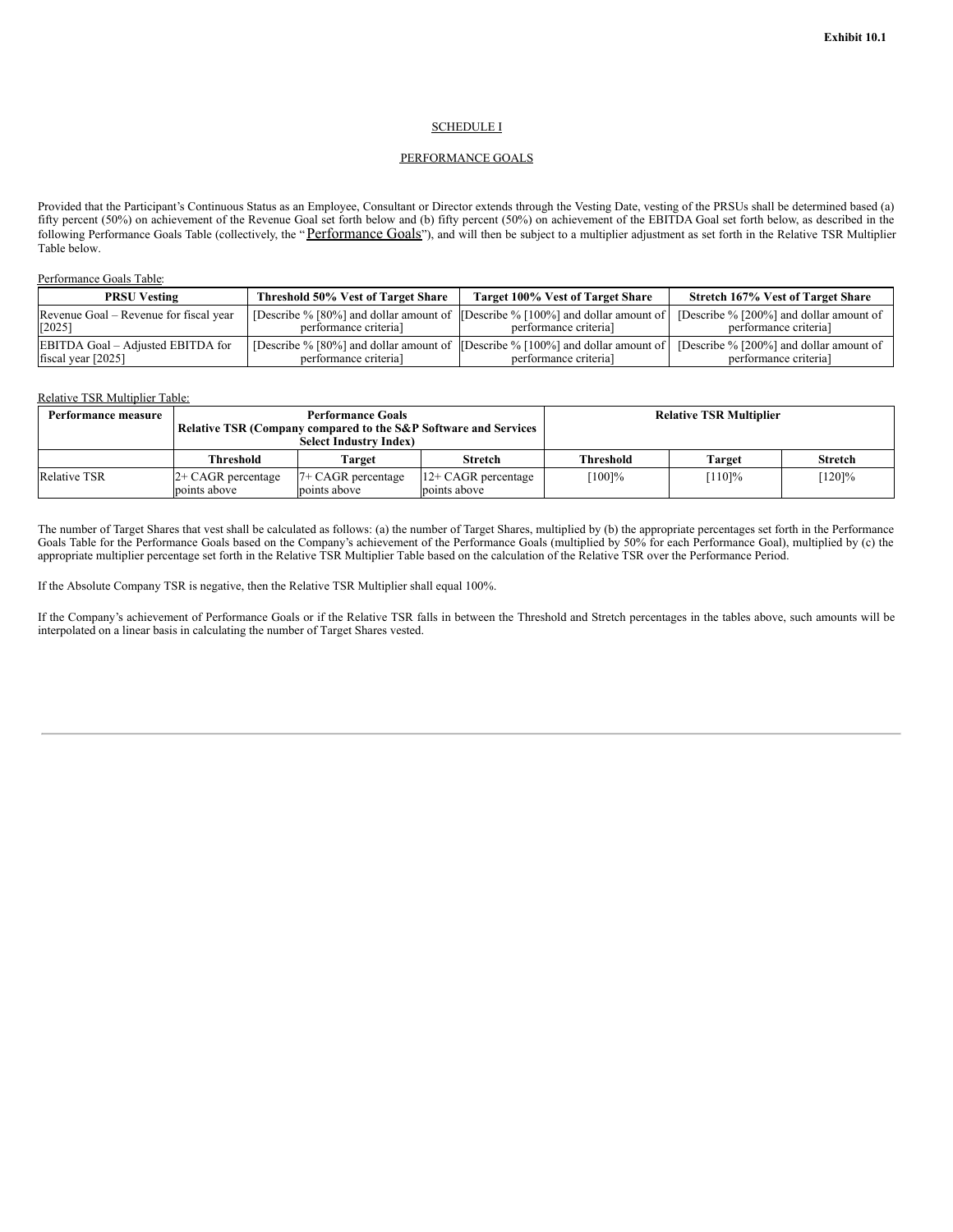**Exhibit 10.1**

SCHEDULE I

PERFORMANCE GOALS

Provided that the Participant's Continuous Status as an Employee, Consultant or Director extends through the Vesting Date, vesting of the PRSUs shall be determined based (a) fifty percent (50%) on achievement of the Revenue Goal set forth below and (b) fifty percent (50%) on achievement of the EBITDA Goal set forth below, as described in the following Performance Goals Table (collectively, the "Performance Goals"), and will then be subject to a multiplier adjustment as set forth in the Relative TSR Multiplier Table below.

Performance Goals Table:

| PRSU Vesting | Threshold 50% Vest of Target Share | Target 100% Vest of Target Share | Stretch 167% Vest of Target Share |
|---|---|---|---|
| Revenue Goal – Revenue for fiscal year [2025] | [Describe % [80%] and dollar amount of performance criteria] | [Describe % [100%] and dollar amount of performance criteria] | [Describe % [200%] and dollar amount of performance criteria] |
| EBITDA Goal – Adjusted EBITDA for fiscal year [2025] | [Describe % [80%] and dollar amount of performance criteria] | [Describe % [100%] and dollar amount of performance criteria] | [Describe % [200%] and dollar amount of performance criteria] |

Relative TSR Multiplier Table:

| Performance measure | Performance Goals Relative TSR (Company compared to the S&P Software and Services Select Industry Index) | | | Relative TSR Multiplier | | |
|---|---|---|---|---|---|---|
| | Threshold | Target | Stretch | Threshold | Target | Stretch |
| Relative TSR | 2+ CAGR percentage points above | 7+ CAGR percentage points above | 12+ CAGR percentage points above | [100]% | [110]% | [120]% |

The number of Target Shares that vest shall be calculated as follows: (a) the number of Target Shares, multiplied by (b) the appropriate percentages set forth in the Performance Goals Table for the Performance Goals based on the Company's achievement of the Performance Goals (multiplied by 50% for each Performance Goal), multiplied by (c) the appropriate multiplier percentage set forth in the Relative TSR Multiplier Table based on the calculation of the Relative TSR over the Performance Period.

If the Absolute Company TSR is negative, then the Relative TSR Multiplier shall equal 100%.

If the Company's achievement of Performance Goals or if the Relative TSR falls in between the Threshold and Stretch percentages in the tables above, such amounts will be interpolated on a linear basis in calculating the number of Target Shares vested.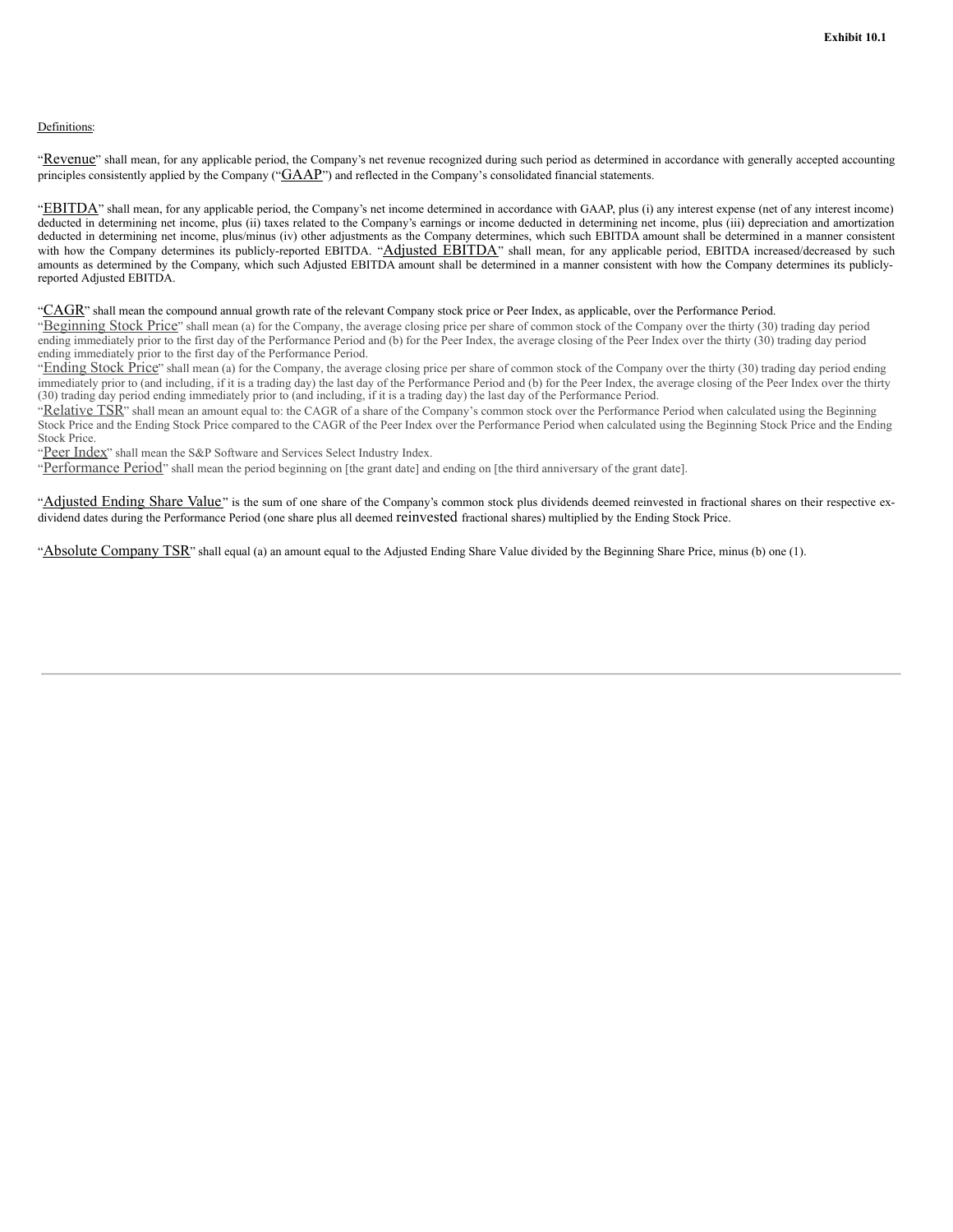Exhibit 10.1

Definitions:

"Revenue" shall mean, for any applicable period, the Company's net revenue recognized during such period as determined in accordance with generally accepted accounting principles consistently applied by the Company ("GAAP") and reflected in the Company's consolidated financial statements.

"EBITDA" shall mean, for any applicable period, the Company's net income determined in accordance with GAAP, plus (i) any interest expense (net of any interest income) deducted in determining net income, plus (ii) taxes related to the Company's earnings or income deducted in determining net income, plus (iii) depreciation and amortization deducted in determining net income, plus/minus (iv) other adjustments as the Company determines, which such EBITDA amount shall be determined in a manner consistent with how the Company determines its publicly-reported EBITDA. "Adjusted EBITDA" shall mean, for any applicable period, EBITDA increased/decreased by such amounts as determined by the Company, which such Adjusted EBITDA amount shall be determined in a manner consistent with how the Company determines its publicly-reported Adjusted EBITDA.

"CAGR" shall mean the compound annual growth rate of the relevant Company stock price or Peer Index, as applicable, over the Performance Period.

"Beginning Stock Price" shall mean (a) for the Company, the average closing price per share of common stock of the Company over the thirty (30) trading day period ending immediately prior to the first day of the Performance Period and (b) for the Peer Index, the average closing of the Peer Index over the thirty (30) trading day period ending immediately prior to the first day of the Performance Period.

"Ending Stock Price" shall mean (a) for the Company, the average closing price per share of common stock of the Company over the thirty (30) trading day period ending immediately prior to (and including, if it is a trading day) the last day of the Performance Period and (b) for the Peer Index, the average closing of the Peer Index over the thirty (30) trading day period ending immediately prior to (and including, if it is a trading day) the last day of the Performance Period.

"Relative TSR" shall mean an amount equal to: the CAGR of a share of the Company's common stock over the Performance Period when calculated using the Beginning Stock Price and the Ending Stock Price compared to the CAGR of the Peer Index over the Performance Period when calculated using the Beginning Stock Price and the Ending Stock Price.

"Peer Index" shall mean the S&P Software and Services Select Industry Index.

"Performance Period" shall mean the period beginning on [the grant date] and ending on [the third anniversary of the grant date].

"Adjusted Ending Share Value" is the sum of one share of the Company's common stock plus dividends deemed reinvested in fractional shares on their respective ex-dividend dates during the Performance Period (one share plus all deemed reinvested fractional shares) multiplied by the Ending Stock Price.

"Absolute Company TSR" shall equal (a) an amount equal to the Adjusted Ending Share Value divided by the Beginning Share Price, minus (b) one (1).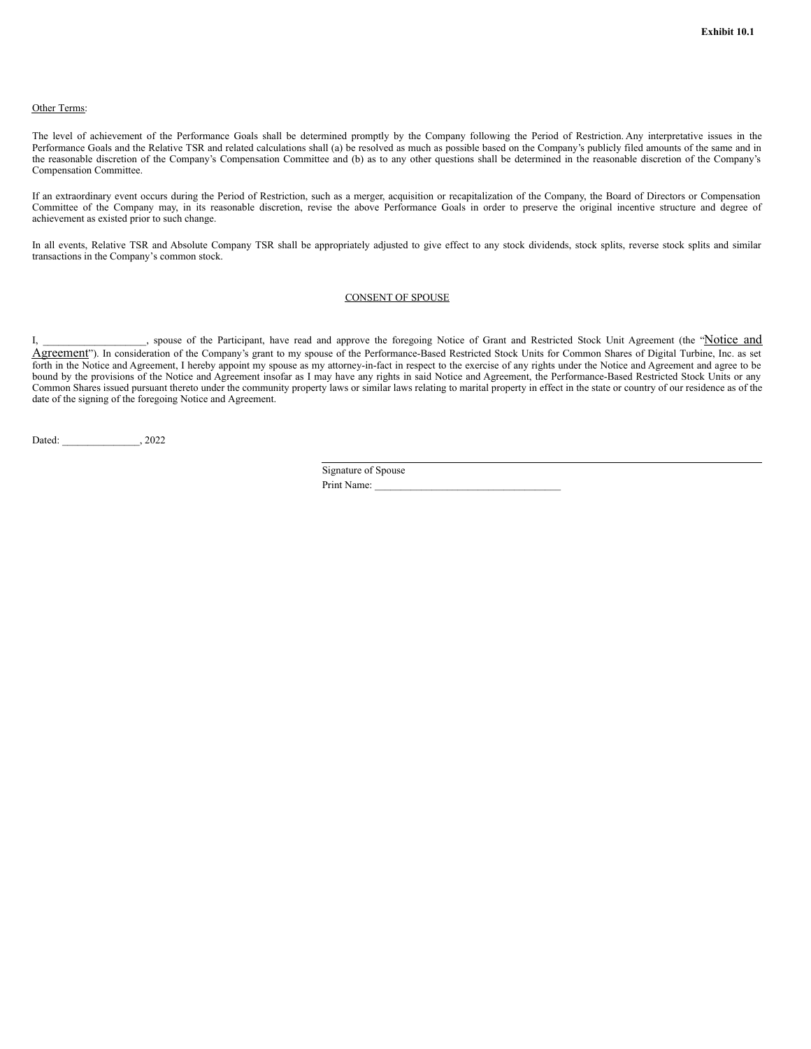Other Terms:

The level of achievement of the Performance Goals shall be determined promptly by the Company following the Period of Restriction. Any interpretative issues in the Performance Goals and the Relative TSR and related calculations shall (a) be resolved as much as possible based on the Company's publicly filed amounts of the same and in the reasonable discretion of the Company's Compensation Committee and (b) as to any other questions shall be determined in the reasonable discretion of the Company's Compensation Committee.

If an extraordinary event occurs during the Period of Restriction, such as a merger, acquisition or recapitalization of the Company, the Board of Directors or Compensation Committee of the Company may, in its reasonable discretion, revise the above Performance Goals in order to preserve the original incentive structure and degree of achievement as existed prior to such change.

In all events, Relative TSR and Absolute Company TSR shall be appropriately adjusted to give effect to any stock dividends, stock splits, reverse stock splits and similar transactions in the Company's common stock.

CONSENT OF SPOUSE

I, ___________________, spouse of the Participant, have read and approve the foregoing Notice of Grant and Restricted Stock Unit Agreement (the "Notice and Agreement"). In consideration of the Company's grant to my spouse of the Performance-Based Restricted Stock Units for Common Shares of Digital Turbine, Inc. as set forth in the Notice and Agreement, I hereby appoint my spouse as my attorney-in-fact in respect to the exercise of any rights under the Notice and Agreement and agree to be bound by the provisions of the Notice and Agreement insofar as I may have any rights in said Notice and Agreement, the Performance-Based Restricted Stock Units or any Common Shares issued pursuant thereto under the community property laws or similar laws relating to marital property in effect in the state or country of our residence as of the date of the signing of the foregoing Notice and Agreement.

Dated: _______________, 2022

Signature of Spouse

Print Name: ____________________________________